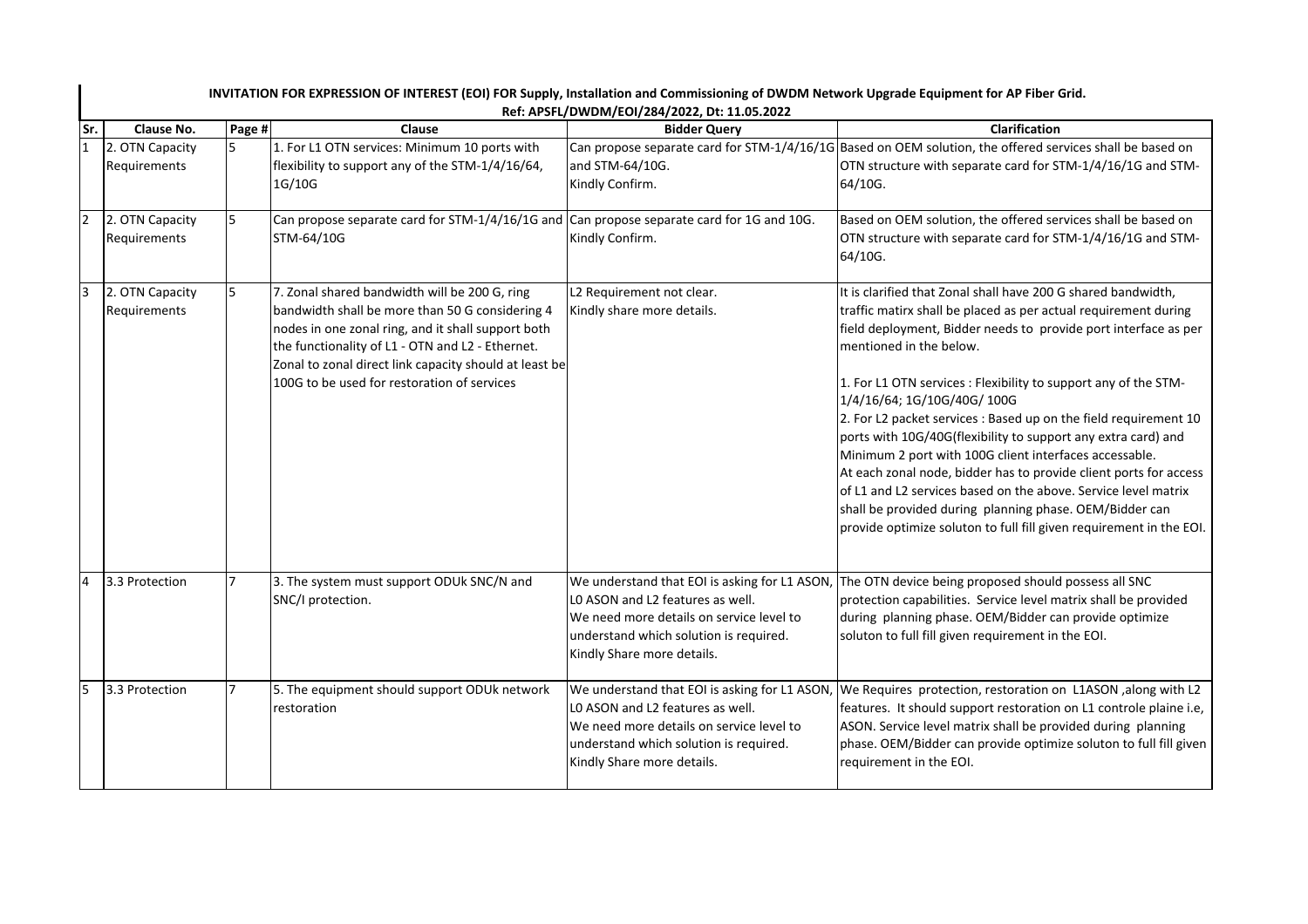# INVITATION FOR EXPRESSION OF INTEREST (EOI) FOR Supply, Installation and Commissioning of DWDM Network Upgrade Equipment for AP Fiber Grid.

**Ref: APSFL/DWDM/EOI/284/2022, Dt: 11.05.2022**

| Sr. | Clause No. | Page # | Clause | Bidder Query | Clarification |
|---|---|---|---|---|---|
| 1 | 2. OTN Capacity Requirements | 5 | 1. For L1 OTN services: Minimum 10 ports with flexibility to support any of the STM-1/4/16/64, 1G/10G | Can propose separate card for STM-1/4/16/1G and STM-64/10G. Kindly Confirm. | Based on OEM solution, the offered services shall be based on OTN structure with separate card for STM-1/4/16/1G and STM-64/10G. |
| 2 | 2. OTN Capacity Requirements | 5 | Can propose separate card for STM-1/4/16/1G and STM-64/10G | Can propose separate card for 1G and 10G. Kindly Confirm. | Based on OEM solution, the offered services shall be based on OTN structure with separate card for STM-1/4/16/1G and STM-64/10G. |
| 3 | 2. OTN Capacity Requirements | 5 | 7. Zonal shared bandwidth will be 200 G, ring bandwidth shall be more than 50 G considering 4 nodes in one zonal ring, and it shall support both the functionality of L1 - OTN and L2 - Ethernet. Zonal to zonal direct link capacity should at least be 100G to be used for restoration of services | L2 Requirement not clear. Kindly share more details. | It is clarified that Zonal shall have 200 G shared bandwidth, traffic matirx shall be placed as per actual requirement during field deployment, Bidder needs to provide port interface as per mentioned in the below.<br><br>1. For L1 OTN services : Flexibility to support any of the STM-1/4/16/64; 1G/10G/40G/ 100G<br>2. For L2 packet services : Based up on the field requirement 10 ports with 10G/40G(flexibility to support any extra card) and Minimum 2 port with 100G client interfaces accessable.<br>At each zonal node, bidder has to provide client ports for access of L1 and L2 services based on the above. Service level matrix shall be provided during planning phase. OEM/Bidder can provide optimize soluton to full fill given requirement in the EOI. |
| 4 | 3.3 Protection | 7 | 3. The system must support ODUk SNC/N and SNC/I protection. | We understand that EOI is asking for L1 ASON, L0 ASON and L2 features as well. We need more details on service level to understand which solution is required. Kindly Share more details. | The OTN device being proposed should possess all SNC protection capabilities. Service level matrix shall be provided during planning phase. OEM/Bidder can provide optimize soluton to full fill given requirement in the EOI. |
| 5 | 3.3 Protection | 7 | 5. The equipment should support ODUk network restoration | We understand that EOI is asking for L1 ASON, L0 ASON and L2 features as well. We need more details on service level to understand which solution is required. Kindly Share more details. | We Requires protection, restoration on L1ASON ,along with L2 features. It should support restoration on L1 controle plaine i.e, ASON. Service level matrix shall be provided during planning phase. OEM/Bidder can provide optimize soluton to full fill given requirement in the EOI. |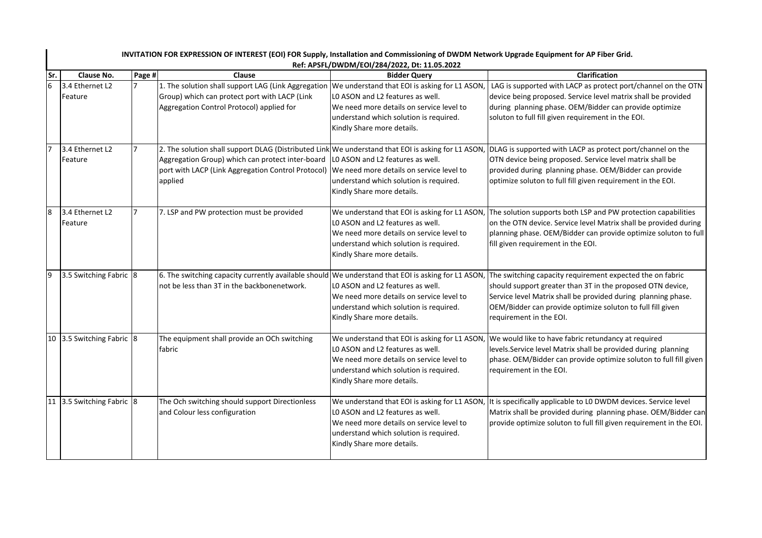**INVITATION FOR EXPRESSION OF INTEREST (EOI) FOR Supply, Installation and Commissioning of DWDM Network Upgrade Equipment for AP Fiber Grid.**
**Ref: APSFL/DWDM/EOI/284/2022, Dt: 11.05.2022**

| Sr. | Clause No. | Page # | Clause | Bidder Query | Clarification |
|---|---|---|---|---|---|
| 6 | 3.4 Ethernet L2 Feature | 7 | 1. The solution shall support LAG (Link Aggregation Group) which can protect port with LACP (Link Aggregation Control Protocol) applied for | We understand that EOI is asking for L1 ASON, L0 ASON and L2 features as well. We need more details on service level to understand which solution is required. Kindly Share more details. | LAG is supported with LACP as protect port/channel on the OTN device being proposed. Service level matrix shall be provided during planning phase. OEM/Bidder can provide optimize soluton to full fill given requirement in the EOI. |
| 7 | 3.4 Ethernet L2 Feature | 7 | 2. The solution shall support DLAG (Distributed Link Aggregation Group) which can protect inter-board port with LACP (Link Aggregation Control Protocol) applied | We understand that EOI is asking for L1 ASON, L0 ASON and L2 features as well. We need more details on service level to understand which solution is required. Kindly Share more details. | DLAG is supported with LACP as protect port/channel on the OTN device being proposed. Service level matrix shall be provided during planning phase. OEM/Bidder can provide optimize soluton to full fill given requirement in the EOI. |
| 8 | 3.4 Ethernet L2 Feature | 7 | 7. LSP and PW protection must be provided | We understand that EOI is asking for L1 ASON, L0 ASON and L2 features as well. We need more details on service level to understand which solution is required. Kindly Share more details. | The solution supports both LSP and PW protection capabilities on the OTN device. Service level Matrix shall be provided during planning phase. OEM/Bidder can provide optimize soluton to full fill given requirement in the EOI. |
| 9 | 3.5 Switching Fabric | 8 | 6. The switching capacity currently available should not be less than 3T in the backbonenetwork. | We understand that EOI is asking for L1 ASON, L0 ASON and L2 features as well. We need more details on service level to understand which solution is required. Kindly Share more details. | The switching capacity requirement expected the on fabric should support greater than 3T in the proposed OTN device, Service level Matrix shall be provided during planning phase. OEM/Bidder can provide optimize soluton to full fill given requirement in the EOI. |
| 10 | 3.5 Switching Fabric | 8 | The equipment shall provide an OCh switching fabric | We understand that EOI is asking for L1 ASON, L0 ASON and L2 features as well. We need more details on service level to understand which solution is required. Kindly Share more details. | We would like to have fabric retundancy at required levels.Service level Matrix shall be provided during planning phase. OEM/Bidder can provide optimize soluton to full fill given requirement in the EOI. |
| 11 | 3.5 Switching Fabric | 8 | The Och switching should support Directionless and Colour less configuration | We understand that EOI is asking for L1 ASON, L0 ASON and L2 features as well. We need more details on service level to understand which solution is required. Kindly Share more details. | It is specifically applicable to L0 DWDM devices. Service level Matrix shall be provided during planning phase. OEM/Bidder can provide optimize soluton to full fill given requirement in the EOI. |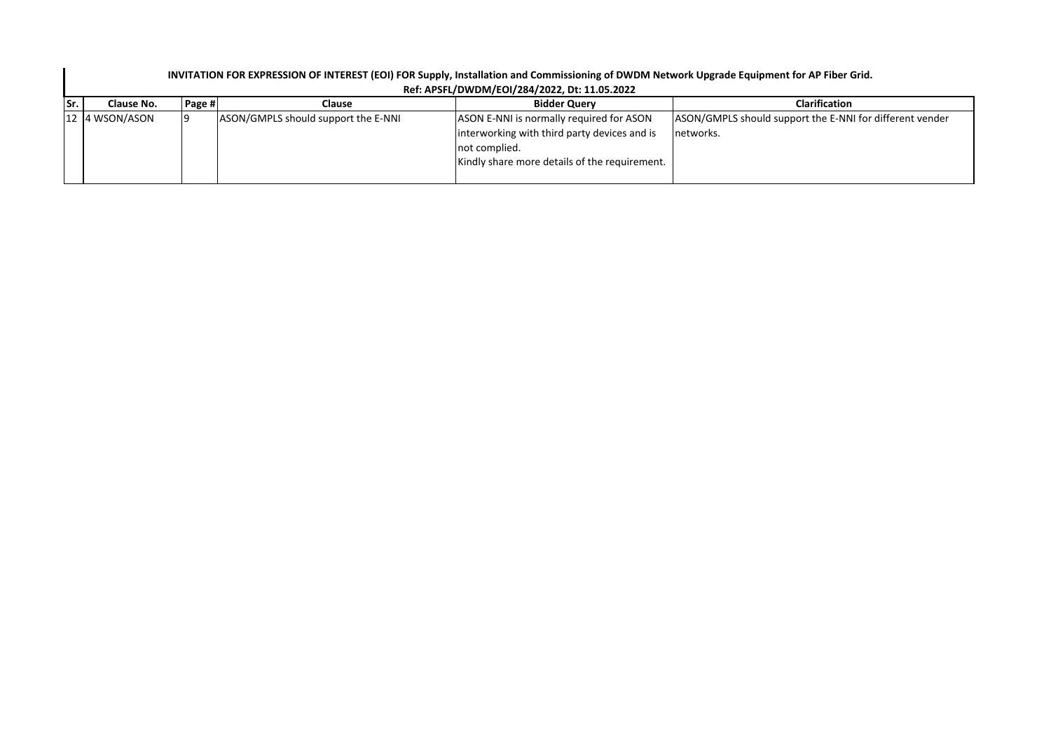**INVITATION FOR EXPRESSION OF INTEREST (EOI) FOR Supply, Installation and Commissioning of DWDM Network Upgrade Equipment for AP Fiber Grid.**

**Ref: APSFL/DWDM/EOI/284/2022, Dt: 11.05.2022**

| Sr. | Clause No. | Page # | Clause | Bidder Query | Clarification |
|---|---|---|---|---|---|
| 12 | 4 WSON/ASON | 9 | ASON/GMPLS should support the E-NNI | ASON E-NNI is normally required for ASON interworking with third party devices and is not complied. Kindly share more details of the requirement. | ASON/GMPLS should support the E-NNI for different vender networks. |